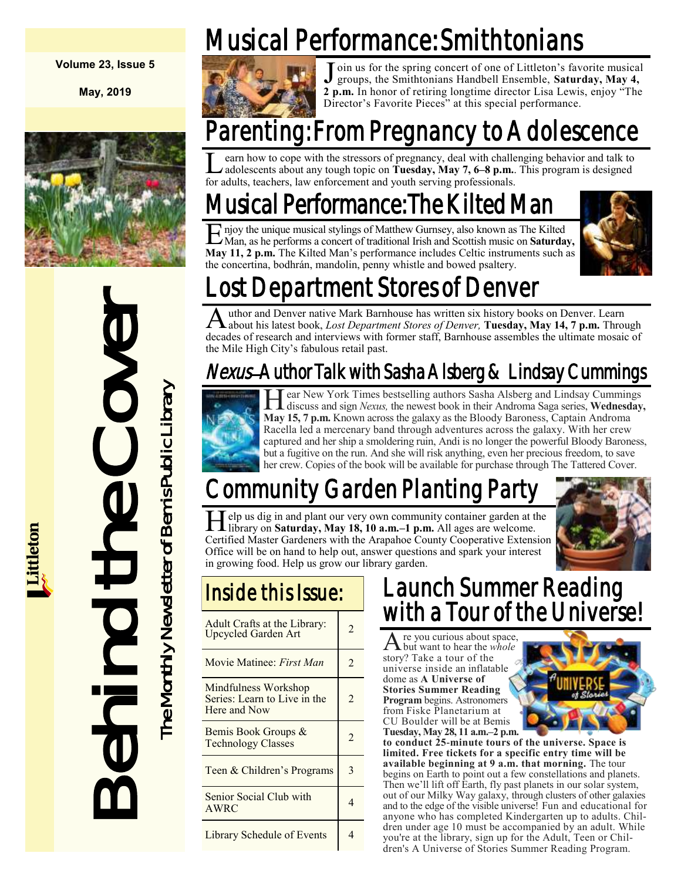**Volume 23, Issue 5**

**May, 2019**

# Behind the Cover

The Monthly Newsletter of Bemis Public Library

Littleton

## Musical Performance: Smithtonians

Join us for the spring concert of one of Littleton's favorite musical groups, the Smithtonians Handbell Ensemble, **Saturday, May 4, 2 p.m.** In honor of retiring longtime director Lisa Lewis, enjoy "The Director's Favorite Pieces" at this special performance.

## Parenting: From Pregnancy to Adolescence

Learn how to cope with the stressors of pregnancy, deal with challenging behavior and talk to adolescents about any tough topic on **Tuesday, May 7, 6–8 p.m.**. This program is designed for adults, teachers, law enforcement and youth serving professionals.

## Musical Performance: The Kilted Man

Enjoy the unique musical stylings of Matthew Gurnsey, also known as The Kilted Man, as he performs a concert of traditional Irish and Scottish music on **Saturday, May 11, 2 p.m.** The Kilted Man's performance includes Celtic instruments such as the concertina, bodhrán, mandolin, penny whistle and bowed psaltery.

## Lost Department Stores of Denver

Author and Denver native Mark Barnhouse has written six history books on Denver. Learn about his latest book, *Lost Department Stores of Denver,* **Tuesday, May 14, 7 p.m.** Through decades of research and interviews with former staff, Barnhouse assembles the ultimate mosaic of the Mile High City's fabulous retail past.

## *Nexus*—Author Talk with Sasha Alsberg & Lindsay Cummings

Hear New York Times bestselling authors Sasha Alsberg and Lindsay Cummings discuss and sign *Nexus,* the newest book in their Androma Saga series, **Wednesday, May 15, 7 p.m.** Known across the galaxy as the Bloody Baroness, Captain Androma Racella led a mercenary band through adventures across the galaxy. With her crew captured and her ship a smoldering ruin, Andi is no longer the powerful Bloody Baroness, but a fugitive on the run. And she will risk anything, even her precious freedom, to save her crew. Copies of the book will be available for purchase through The Tattered Cover.

## Community Garden Planting Party

Help us dig in and plant our very own community container garden at the library on **Saturday, May 18, 10 a.m.–1 p.m.** All ages are welcome. Certified Master Gardeners with the Arapahoe County Cooperative Extension Office will be on hand to help out, answer questions and spark your interest in growing food. Help us grow our library garden.

## Inside this Issue:

| Article | Page |
|---|---|
| Adult Crafts at the Library: Upcycled Garden Art | 2 |
| Movie Matinee: *First Man* | 2 |
| Mindfulness Workshop Series: Learn to Live in the Here and Now | 2 |
| Bemis Book Groups & Technology Classes | 2 |
| Teen & Children's Programs | 3 |
| Senior Social Club with AWRC | 4 |
| Library Schedule of Events | 4 |

## Launch Summer Reading with a Tour of the Universe!

Are you curious about space, but want to hear the *whole* story? Take a tour of the universe inside an inflatable dome as **A Universe of Stories Summer Reading Program** begins. Astronomers from Fiske Planetarium at CU Boulder will be at Bemis **Tuesday, May 28, 11 a.m.–2 p.m. to conduct 25-minute tours of the universe. Space is limited. Free tickets for a specific entry time will be available beginning at 9 a.m. that morning.** The tour begins on Earth to point out a few constellations and planets. Then we'll lift off Earth, fly past planets in our solar system, out of our Milky Way galaxy, through clusters of other galaxies and to the edge of the visible universe! Fun and educational for anyone who has completed Kindergarten up to adults. Children under age 10 must be accompanied by an adult. While you're at the library, sign up for the Adult, Teen or Children's A Universe of Stories Summer Reading Program.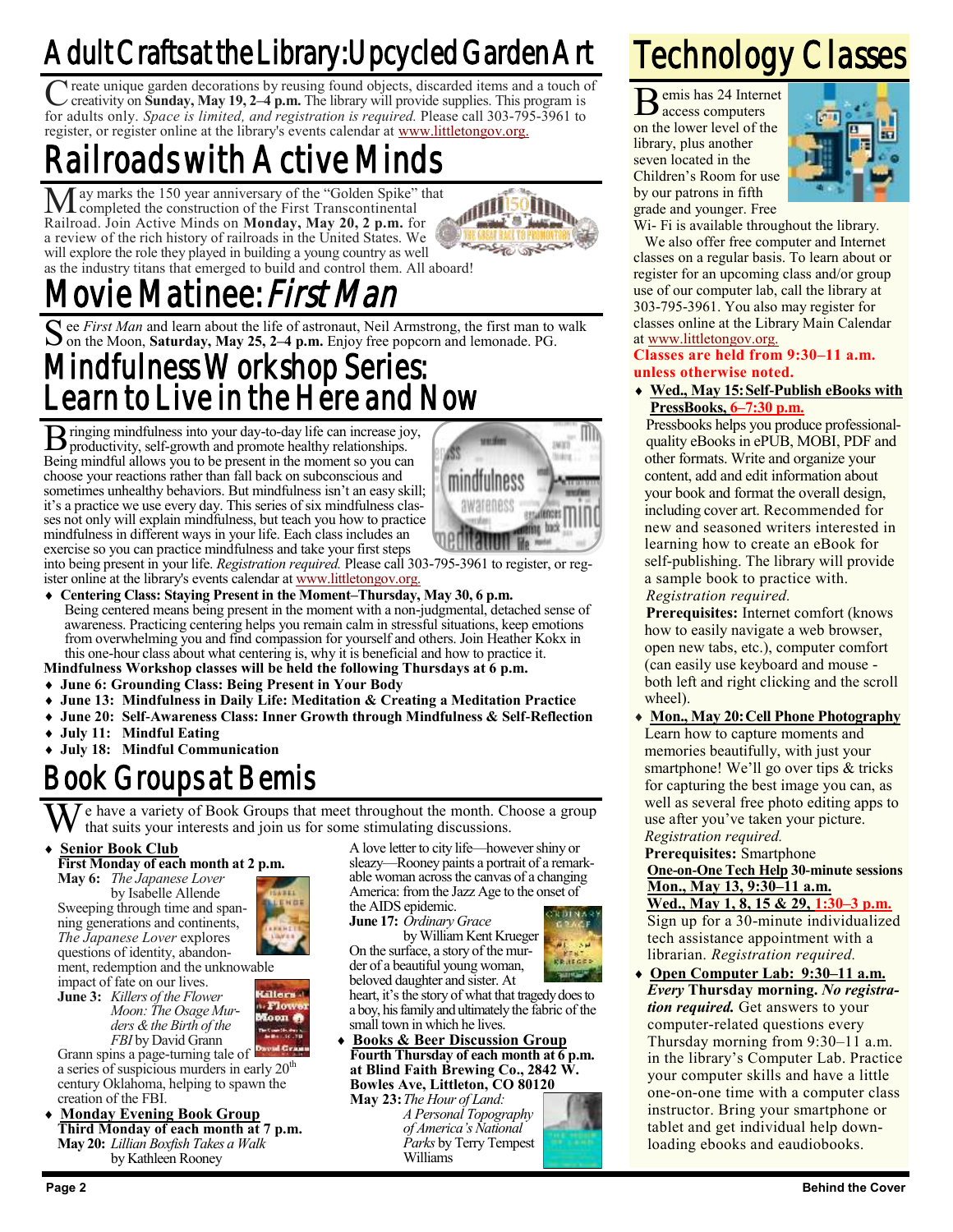# Adult Crafts at the Library: Upcycled Garden Art

Create unique garden decorations by reusing found objects, discarded items and a touch of creativity on **Sunday, May 19, 2–4 p.m.** The library will provide supplies. This program is for adults only. *Space is limited, and registration is required.* Please call 303-795-3961 to register, or register online at the library's events calendar at www.littletongov.org.

# Railroads with Active Minds

May marks the 150 year anniversary of the "Golden Spike" that completed the construction of the First Transcontinental Railroad. Join Active Minds on **Monday, May 20, 2 p.m.** for a review of the rich history of railroads in the United States. We will explore the role they played in building a young country as well as the industry titans that emerged to build and control them. All aboard!

# Movie Matinee: *First Man*

See *First Man* and learn about the life of astronaut, Neil Armstrong, the first man to walk on the Moon, **Saturday, May 25, 2–4 p.m.** Enjoy free popcorn and lemonade. PG.

# Mindfulness Workshop Series: Learn to Live in the Here and Now

Bringing mindfulness into your day-to-day life can increase joy, productivity, self-growth and promote healthy relationships. Being mindful allows you to be present in the moment so you can choose your reactions rather than fall back on subconscious and sometimes unhealthy behaviors. But mindfulness isn't an easy skill; it's a practice we use every day. This series of six mindfulness classes not only will explain mindfulness, but teach you how to practice mindfulness in different ways in your life. Each class includes an exercise so you can practice mindfulness and take your first steps into being present in your life. *Registration required.* Please call 303-795-3961 to register, or register online at the library's events calendar at www.littletongov.org.

- **Centering Class: Staying Present in the Moment–Thursday, May 30, 6 p.m.**
  Being centered means being present in the moment with a non-judgmental, detached sense of awareness. Practicing centering helps you remain calm in stressful situations, keep emotions from overwhelming you and find compassion for yourself and others. Join Heather Kokx in this one-hour class about what centering is, why it is beneficial and how to practice it.

**Mindfulness Workshop classes will be held the following Thursdays at 6 p.m.**

- **June 6: Grounding Class: Being Present in Your Body**
- **June 13: Mindfulness in Daily Life: Meditation & Creating a Meditation Practice**
- **June 20: Self-Awareness Class: Inner Growth through Mindfulness & Self-Reflection**
- **July 11: Mindful Eating**
- **July 18: Mindful Communication**

# Book Groups at Bemis

We have a variety of Book Groups that meet throughout the month. Choose a group that suits your interests and join us for some stimulating discussions.

- **Senior Book Club**
  **First Monday of each month at 2 p.m.**
  **May 6:** *The Japanese Lover* by Isabelle Allende
  Sweeping through time and spanning generations and continents, *The Japanese Lover* explores questions of identity, abandonment, redemption and the unknowable impact of fate on our lives.
  **June 3:** *Killers of the Flower Moon: The Osage Murders & the Birth of the FBI* by David Grann
  Grann spins a page-turning tale of a series of suspicious murders in early 20th century Oklahoma, helping to spawn the creation of the FBI.
- **Monday Evening Book Group**
  **Third Monday of each month at 7 p.m.**
  **May 20:** *Lillian Boxfish Takes a Walk* by Kathleen Rooney
  A love letter to city life—however shiny or sleazy—Rooney paints a portrait of a remarkable woman across the canvas of a changing America: from the Jazz Age to the onset of the AIDS epidemic.
  **June 17:** *Ordinary Grace* by William Kent Krueger
  On the surface, a story of the murder of a beautiful young woman, beloved daughter and sister. At heart, it's the story of what that tragedy does to a boy, his family and ultimately the fabric of the small town in which he lives.
- **Books & Beer Discussion Group**
  **Fourth Thursday of each month at 6 p.m. at Blind Faith Brewing Co., 2842 W. Bowles Ave, Littleton, CO 80120**
  **May 23:** *The Hour of Land: A Personal Topography of America's National Parks* by Terry Tempest Williams

# Technology Classes

Bemis has 24 Internet access computers on the lower level of the library, plus another seven located in the Children's Room for use by our patrons in fifth grade and younger. Free Wi-Fi is available throughout the library.

We also offer free computer and Internet classes on a regular basis. To learn about or register for an upcoming class and/or group use of our computer lab, call the library at 303-795-3961. You also may register for classes online at the Library Main Calendar at www.littletongov.org.

**Classes are held from 9:30–11 a.m. unless otherwise noted.**

- **Wed., May 15: Self-Publish eBooks with PressBooks, 6–7:30 p.m.**
  Pressbooks helps you produce professional-quality eBooks in ePUB, MOBI, PDF and other formats. Write and organize your content, add and edit information about your book and format the overall design, including cover art. Recommended for new and seasoned writers interested in learning how to create an eBook for self-publishing. The library will provide a sample book to practice with. *Registration required.*
  **Prerequisites:** Internet comfort (knows how to easily navigate a web browser, open new tabs, etc.), computer comfort (can easily use keyboard and mouse - both left and right clicking and the scroll wheel).
- **Mon., May 20: Cell Phone Photography**
  Learn how to capture moments and memories beautifully, with just your smartphone! We'll go over tips & tricks for capturing the best image you can, as well as several free photo editing apps to use after you've taken your picture. *Registration required.*
  **Prerequisites:** Smartphone
  **One-on-One Tech Help 30-minute sessions**
  **Mon., May 13, 9:30–11 a.m.**
  **Wed., May 1, 8, 15 & 29, 1:30–3 p.m.**
  Sign up for a 30-minute individualized tech assistance appointment with a librarian. *Registration required.*
- **Open Computer Lab: 9:30–11 a.m.**
  ***Every* Thursday morning. *No registration required.*** Get answers to your computer-related questions every Thursday morning from 9:30–11 a.m. in the library's Computer Lab. Practice your computer skills and have a little one-on-one time with a computer class instructor. Bring your smartphone or tablet and get individual help downloading ebooks and eaudiobooks.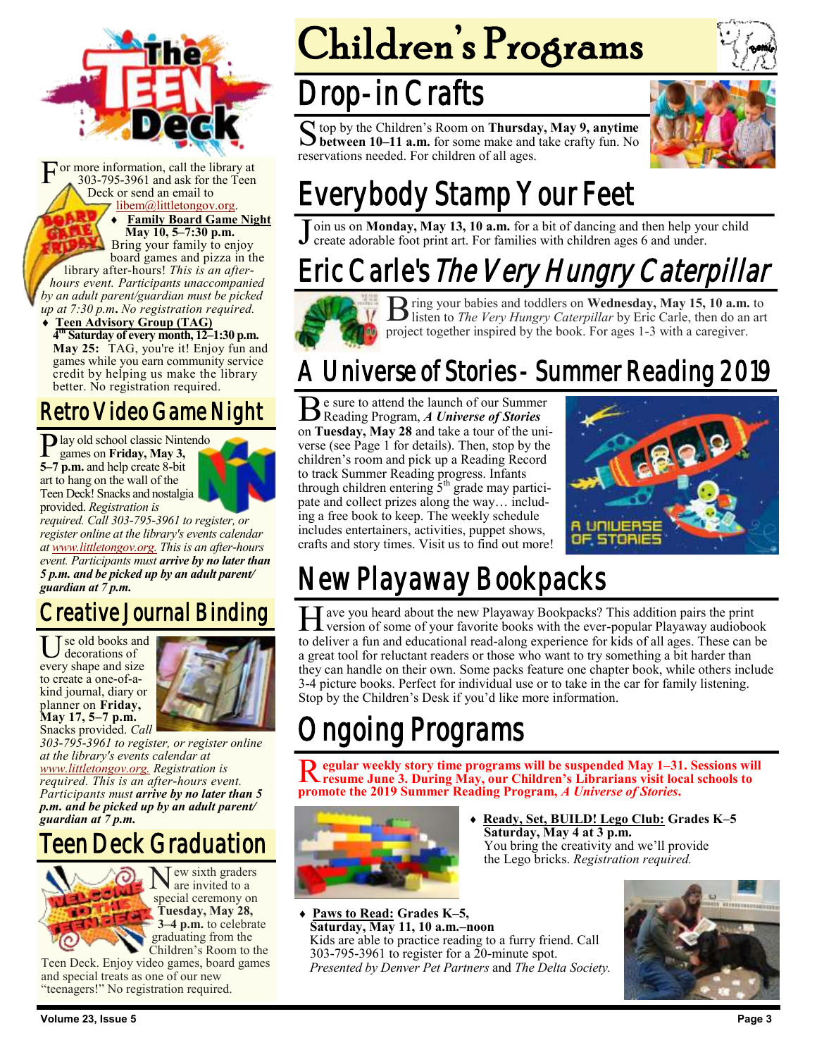# The Teen Deck

For more information, call the library at 303-795-3961 and ask for the Teen Deck or send an email to libem@littletongov.org.

- **Family Board Game Night**
  **May 10, 5–7:30 p.m.**
  Bring your family to enjoy board games and pizza in the library after-hours! *This is an after-hours event. Participants unaccompanied by an adult parent/guardian must be picked up at 7:30 p.m. No registration required.*
- **Teen Advisory Group (TAG)**
  **4th Saturday of every month, 12–1:30 p.m.**
  **May 25:** TAG, you're it! Enjoy fun and games while you earn community service credit by helping us make the library better. No registration required.

## Retro Video Game Night

Play old school classic Nintendo games on **Friday, May 3, 5–7 p.m.** and help create 8-bit art to hang on the wall of the Teen Deck! Snacks and nostalgia provided. *Registration is required. Call 303-795-3961 to register, or register online at the library's events calendar at www.littletongov.org. This is an after-hours event. Participants must **arrive by no later than 5 p.m. and be picked up by an adult parent/ guardian at 7 p.m.***

## Creative Journal Binding

Use old books and decorations of every shape and size to create a one-of-a-kind journal, diary or planner on **Friday, May 17, 5–7 p.m.** Snacks provided. *Call 303-795-3961 to register, or register online at the library's events calendar at www.littletongov.org. Registration is required. This is an after-hours event. Participants must **arrive by no later than 5 p.m. and be picked up by an adult parent/ guardian at 7 p.m.***

## Teen Deck Graduation

New sixth graders are invited to a special ceremony on **Tuesday, May 28, 3–4 p.m.** to celebrate graduating from the Children's Room to the Teen Deck. Enjoy video games, board games and special treats as one of our new "teenagers!" No registration required.

# Children's Programs

## Drop-in Crafts

Stop by the Children's Room on **Thursday, May 9, anytime between 10–11 a.m.** for some make and take crafty fun. No reservations needed. For children of all ages.

## Everybody Stamp Your Feet

Join us on **Monday, May 13, 10 a.m.** for a bit of dancing and then help your child create adorable foot print art. For families with children ages 6 and under.

## Eric Carle's *The Very Hungry Caterpillar*

Bring your babies and toddlers on **Wednesday, May 15, 10 a.m.** to listen to *The Very Hungry Caterpillar* by Eric Carle, then do an art project together inspired by the book. For ages 1-3 with a caregiver.

## A Universe of Stories - Summer Reading 2019

Be sure to attend the launch of our Summer Reading Program, ***A Universe of Stories*** on **Tuesday, May 28** and take a tour of the universe (see Page 1 for details). Then, stop by the children's room and pick up a Reading Record to track Summer Reading progress. Infants through children entering 5th grade may participate and collect prizes along the way… including a free book to keep. The weekly schedule includes entertainers, activities, puppet shows, crafts and story times. Visit us to find out more!

## New Playaway Bookpacks

Have you heard about the new Playaway Bookpacks? This addition pairs the print version of some of your favorite books with the ever-popular Playaway audiobook to deliver a fun and educational read-along experience for kids of all ages. These can be a great tool for reluctant readers or those who want to try something a bit harder than they can handle on their own. Some packs feature one chapter book, while others include 3-4 picture books. Perfect for individual use or to take in the car for family listening. Stop by the Children's Desk if you'd like more information.

## Ongoing Programs

**Regular weekly story time programs will be suspended May 1–31. Sessions will resume June 3. During May, our Children's Librarians visit local schools to promote the 2019 Summer Reading Program, *A Universe of Stories*.**

- **Ready, Set, BUILD! Lego Club: Grades K–5**
  **Saturday, May 4 at 3 p.m.**
  You bring the creativity and we'll provide the Lego bricks. *Registration required.*
- **Paws to Read: Grades K–5,**
  **Saturday, May 11, 10 a.m.–noon**
  Kids are able to practice reading to a furry friend. Call 303-795-3961 to register for a 20-minute spot.
  *Presented by Denver Pet Partners* and *The Delta Society.*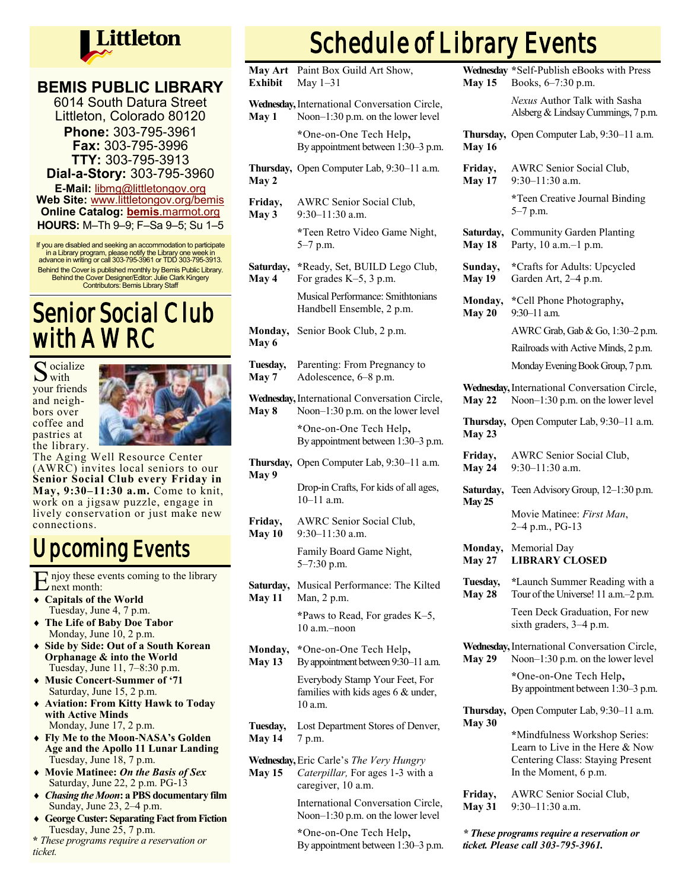# Littleton

## BEMIS PUBLIC LIBRARY

6014 South Datura Street
Littleton, Colorado 80120

**Phone:** 303-795-3961
**Fax:** 303-795-3996
**TTY:** 303-795-3913
**Dial-a-Story:** 303-795-3960
**E-Mail:** libmg@littletongov.org
**Web Site:** www.littletongov.org/bemis
**Online Catalog:** **bemis**.marmot.org
**HOURS:** M–Th 9–9; F–Sa 9–5; Su 1–5

If you are disabled and seeking an accommodation to participate in a Library program, please notify the Library one week in advance in writing or call 303-795-3961 or TDD 303-795-3913.

Behind the Cover is published monthly by Bemis Public Library.
Behind the Cover Designer/Editor: Julie Clark Kingery
Contributors: Bemis Library Staff

# Senior Social Club with AWRC

Socialize with your friends and neighbors over coffee and pastries at the library. The Aging Well Resource Center (AWRC) invites local seniors to our **Senior Social Club every Friday in May, 9:30–11:30 a.m.** Come to knit, work on a jigsaw puzzle, engage in lively conservation or just make new connections.

# Upcoming Events

Enjoy these events coming to the library next month:

- **Capitals of the World**
  Tuesday, June 4, 7 p.m.
- **The Life of Baby Doe Tabor**
  Monday, June 10, 2 p.m.
- **Side by Side: Out of a South Korean Orphanage & into the World**
  Tuesday, June 11, 7–8:30 p.m.
- **Music Concert-Summer of '71**
  Saturday, June 15, 2 p.m.
- **Aviation: From Kitty Hawk to Today with Active Minds**
  Monday, June 17, 2 p.m.
- **Fly Me to the Moon-NASA's Golden Age and the Apollo 11 Lunar Landing**
  Tuesday, June 18, 7 p.m.
- **Movie Matinee:** ***On the Basis of Sex***
  Saturday, June 22, 2 p.m. PG-13
- ***Chasing the Moon*****: a PBS documentary film**
  Sunday, June 23, 2–4 p.m.
- **George Custer: Separating Fact from Fiction**
  Tuesday, June 25, 7 p.m.

*\* These programs require a reservation or ticket.*

# Schedule of Library Events

**May Art Exhibit** — Paint Box Guild Art Show, May 1–31

**Wednesday, May 1**
- International Conversation Circle, Noon–1:30 p.m. on the lower level
- *One-on-One Tech Help, By appointment between 1:30–3 p.m.

**Thursday, May 2**
- Open Computer Lab, 9:30–11 a.m.

**Friday, May 3**
- AWRC Senior Social Club, 9:30–11:30 a.m.
- *Teen Retro Video Game Night, 5–7 p.m.

**Saturday, May 4**
- *Ready, Set, BUILD Lego Club, For grades K–5, 3 p.m.
- Musical Performance: Smithtonians Handbell Ensemble, 2 p.m.

**Monday, May 6**
- Senior Book Club, 2 p.m.

**Tuesday, May 7**
- Parenting: From Pregnancy to Adolescence, 6–8 p.m.

**Wednesday, May 8**
- International Conversation Circle, Noon–1:30 p.m. on the lower level
- *One-on-One Tech Help, By appointment between 1:30–3 p.m.

**Thursday, May 9**
- Open Computer Lab, 9:30–11 a.m.
- Drop-in Crafts, For kids of all ages, 10–11 a.m.

**Friday, May 10**
- AWRC Senior Social Club, 9:30–11:30 a.m.
- Family Board Game Night, 5–7:30 p.m.

**Saturday, May 11**
- Musical Performance: The Kilted Man, 2 p.m.
- *Paws to Read, For grades K–5, 10 a.m.–noon

**Monday, May 13**
- *One-on-One Tech Help, By appointment between 9:30–11 a.m.
- Everybody Stamp Your Feet, For families with kids ages 6 & under, 10 a.m.

**Tuesday, May 14**
- Lost Department Stores of Denver, 7 p.m.

**Wednesday, May 15**
- Eric Carle's *The Very Hungry Caterpillar,* For ages 1-3 with a caregiver, 10 a.m.
- International Conversation Circle, Noon–1:30 p.m. on the lower level
- *One-on-One Tech Help, By appointment between 1:30–3 p.m.
- *Self-Publish eBooks with Press Books, 6–7:30 p.m.
- *Nexus* Author Talk with Sasha Alsberg & Lindsay Cummings, 7 p.m.

**Thursday, May 16**
- Open Computer Lab, 9:30–11 a.m.

**Friday, May 17**
- AWRC Senior Social Club, 9:30–11:30 a.m.
- *Teen Creative Journal Binding 5–7 p.m.

**Saturday, May 18**
- Community Garden Planting Party, 10 a.m.–1 p.m.

**Sunday, May 19**
- *Crafts for Adults: Upcycled Garden Art, 2–4 p.m.

**Monday, May 20**
- *Cell Phone Photography, 9:30–11 a.m.
- AWRC Grab, Gab & Go, 1:30–2 p.m.
- Railroads with Active Minds, 2 p.m.
- Monday Evening Book Group, 7 p.m.

**Wednesday, May 22**
- International Conversation Circle, Noon–1:30 p.m. on the lower level

**Thursday, May 23**
- Open Computer Lab, 9:30–11 a.m.

**Friday, May 24**
- AWRC Senior Social Club, 9:30–11:30 a.m.

**Saturday, May 25**
- Teen Advisory Group, 12–1:30 p.m.
- Movie Matinee: *First Man*, 2–4 p.m., PG-13

**Monday, May 27**
- Memorial Day **LIBRARY CLOSED**

**Tuesday, May 28**
- *Launch Summer Reading with a Tour of the Universe! 11 a.m.–2 p.m.
- Teen Deck Graduation, For new sixth graders, 3–4 p.m.

**Wednesday, May 29**
- International Conversation Circle, Noon–1:30 p.m. on the lower level
- *One-on-One Tech Help, By appointment between 1:30–3 p.m.

**Thursday, May 30**
- Open Computer Lab, 9:30–11 a.m.
- *Mindfulness Workshop Series: Learn to Live in the Here & Now Centering Class: Staying Present In the Moment, 6 p.m.

**Friday, May 31**
- AWRC Senior Social Club, 9:30–11:30 a.m.

***\* These programs require a reservation or ticket. Please call 303-795-3961.***